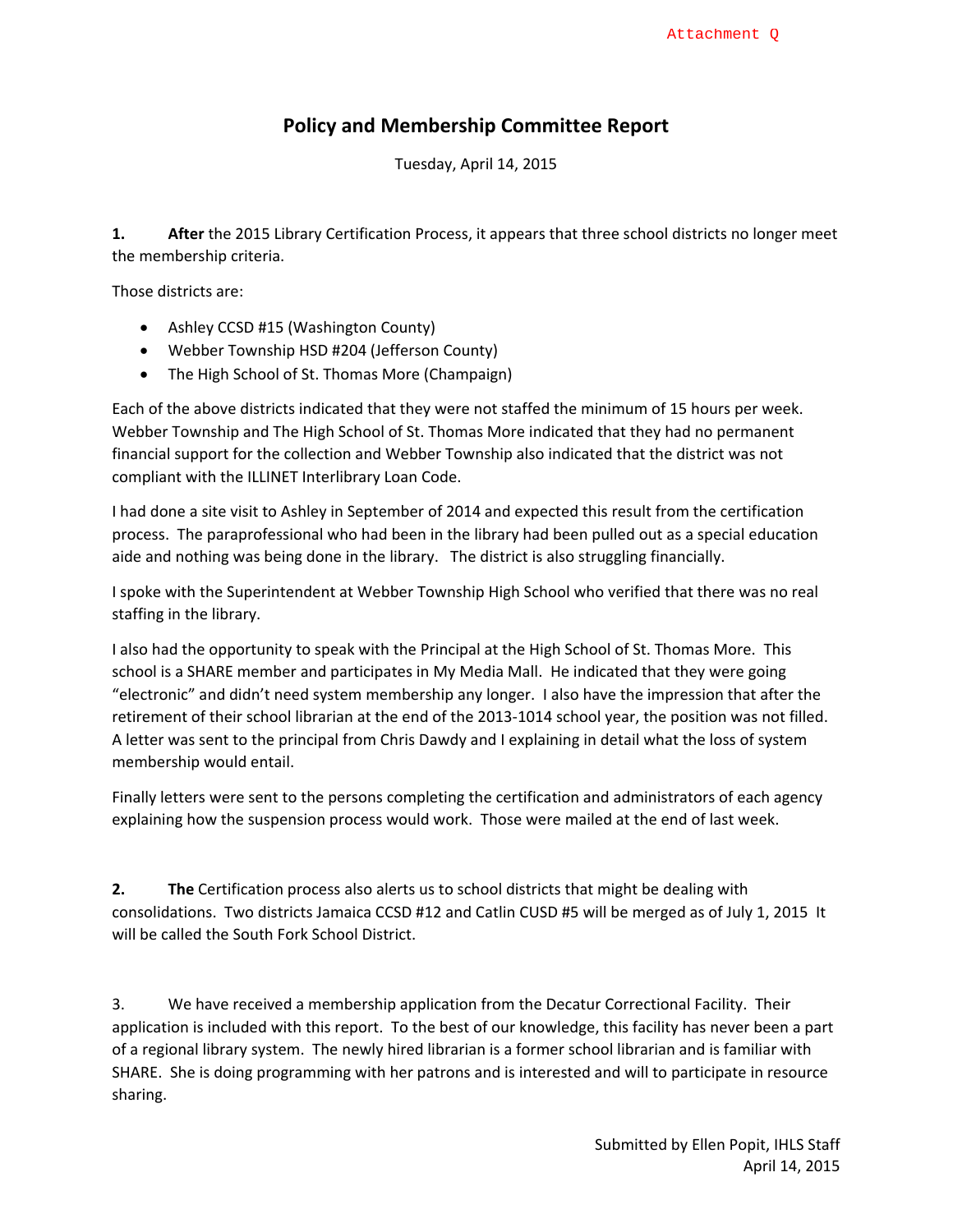Attachment Q

# Policy and Membership Committee Report

Tuesday, April 14, 2015

**1. After** the 2015 Library Certification Process, it appears that three school districts no longer meet the membership criteria.

Those districts are:

- Ashley CCSD #15 (Washington County)
- Webber Township HSD #204 (Jefferson County)
- The High School of St. Thomas More (Champaign)

Each of the above districts indicated that they were not staffed the minimum of 15 hours per week. Webber Township and The High School of St. Thomas More indicated that they had no permanent financial support for the collection and Webber Township also indicated that the district was not compliant with the ILLINET Interlibrary Loan Code.

I had done a site visit to Ashley in September of 2014 and expected this result from the certification process. The paraprofessional who had been in the library had been pulled out as a special education aide and nothing was being done in the library. The district is also struggling financially.

I spoke with the Superintendent at Webber Township High School who verified that there was no real staffing in the library.

I also had the opportunity to speak with the Principal at the High School of St. Thomas More. This school is a SHARE member and participates in My Media Mall. He indicated that they were going "electronic" and didn't need system membership any longer. I also have the impression that after the retirement of their school librarian at the end of the 2013-1014 school year, the position was not filled. A letter was sent to the principal from Chris Dawdy and I explaining in detail what the loss of system membership would entail.

Finally letters were sent to the persons completing the certification and administrators of each agency explaining how the suspension process would work. Those were mailed at the end of last week.

**2. The** Certification process also alerts us to school districts that might be dealing with consolidations. Two districts Jamaica CCSD #12 and Catlin CUSD #5 will be merged as of July 1, 2015 It will be called the South Fork School District.

3. We have received a membership application from the Decatur Correctional Facility. Their application is included with this report. To the best of our knowledge, this facility has never been a part of a regional library system. The newly hired librarian is a former school librarian and is familiar with SHARE. She is doing programming with her patrons and is interested and will to participate in resource sharing.

Submitted by Ellen Popit, IHLS Staff
April 14, 2015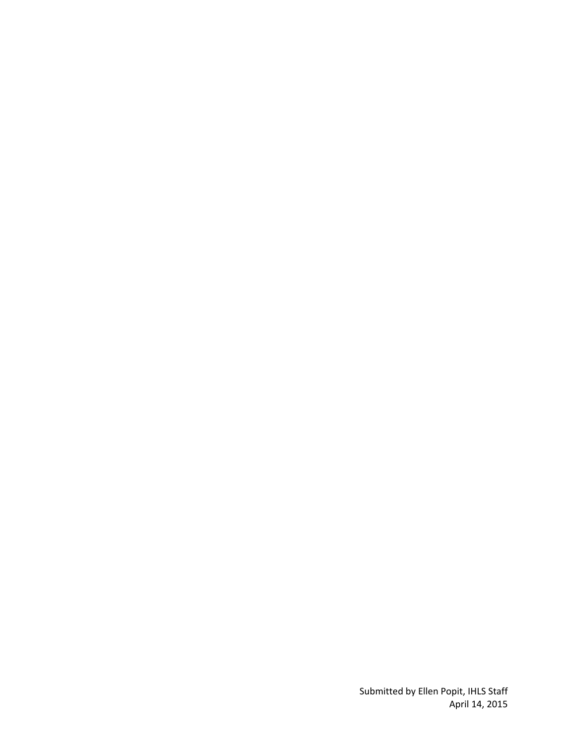Submitted by Ellen Popit, IHLS Staff
April 14, 2015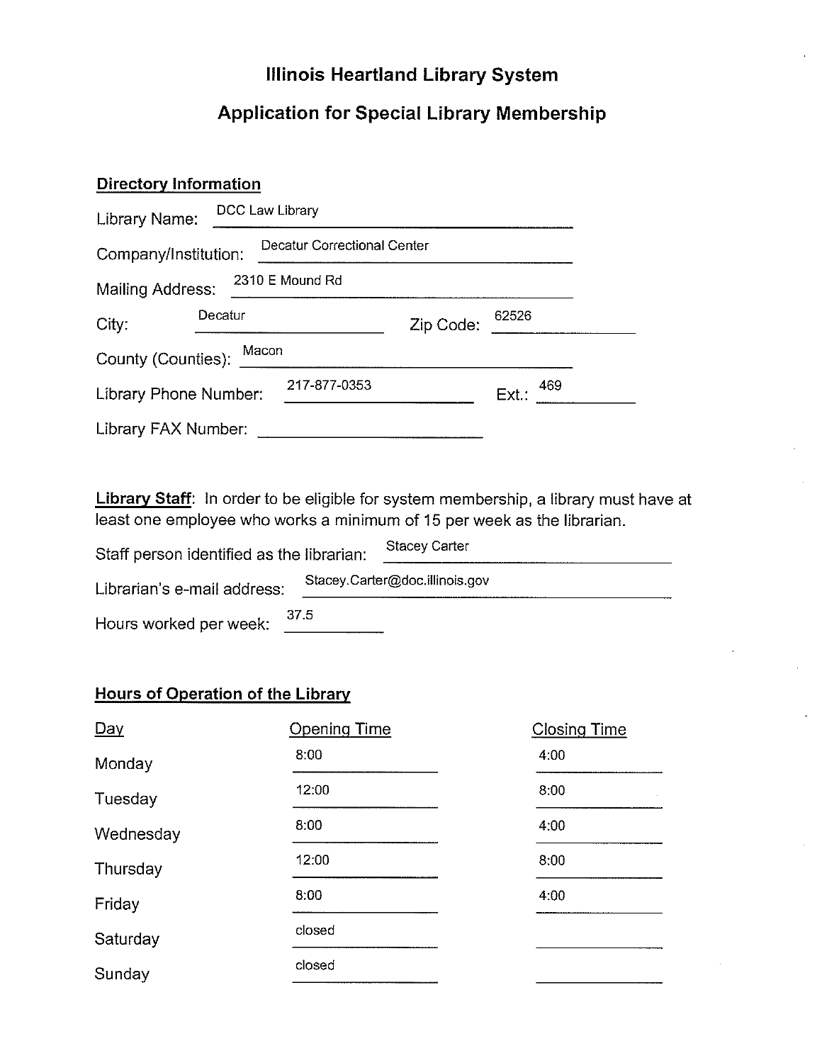# Illinois Heartland Library System

## Application for Special Library Membership

**Directory Information**

Library Name: DCC Law Library

Company/Institution: Decatur Correctional Center

Mailing Address: 2310 E Mound Rd

City: Decatur Zip Code: 62526

County (Counties): Macon

Library Phone Number: 217-877-0353 Ext.: 469

Library FAX Number: ____________

**Library Staff**: In order to be eligible for system membership, a library must have at least one employee who works a minimum of 15 per week as the librarian.

Staff person identified as the librarian: Stacey Carter

Librarian's e-mail address: Stacey.Carter@doc.illinois.gov

Hours worked per week: 37.5

**Hours of Operation of the Library**

| Day | Opening Time | Closing Time |
| --- | --- | --- |
| Monday | 8:00 | 4:00 |
| Tuesday | 12:00 | 8:00 |
| Wednesday | 8:00 | 4:00 |
| Thursday | 12:00 | 8:00 |
| Friday | 8:00 | 4:00 |
| Saturday | closed | |
| Sunday | closed | |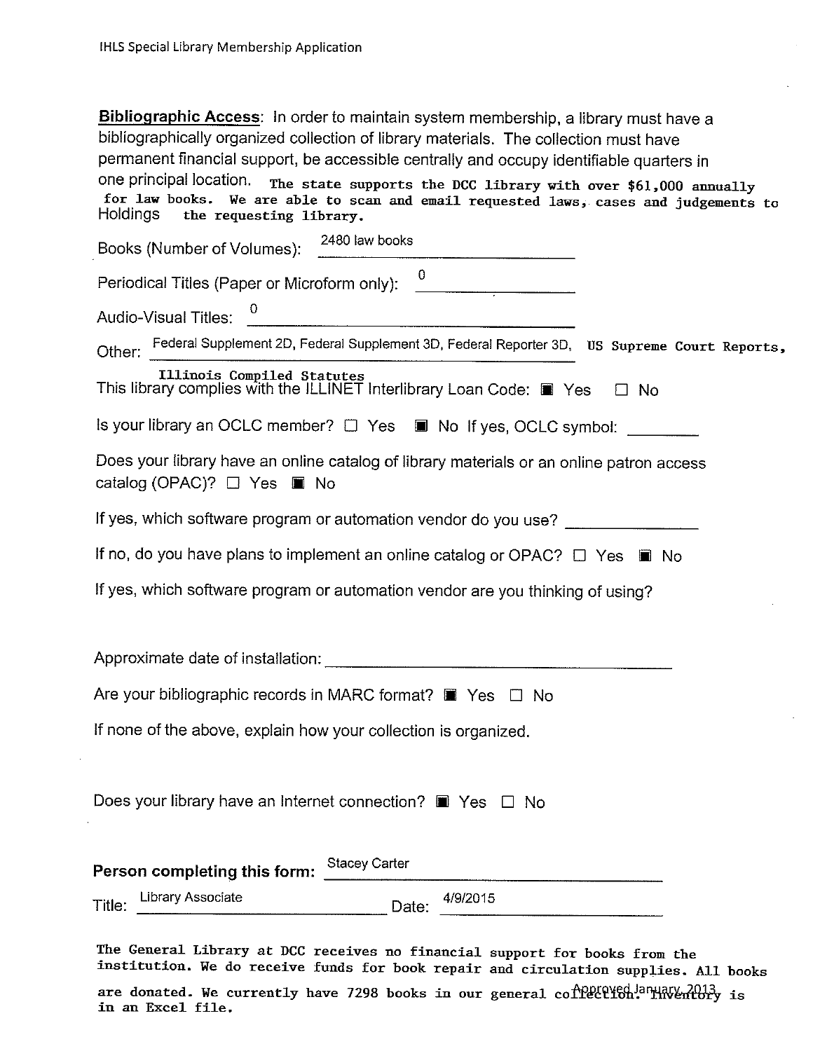**Bibliographic Access**: In order to maintain system membership, a library must have a bibliographically organized collection of library materials. The collection must have permanent financial support, be accessible centrally and occupy identifiable quarters in one principal location. The state supports the DCC library with over $61,000 annually for law books. We are able to scan and email requested laws, cases and judgements to the requesting library.

Holdings

Books (Number of Volumes): 2480 law books

Periodical Titles (Paper or Microform only): 0

Audio-Visual Titles: 0

Other: Federal Supplement 2D, Federal Supplement 3D, Federal Reporter 3D, US Supreme Court Reports, Illinois Compiled Statutes

This library complies with the ILLINET Interlibrary Loan Code: ■ Yes ☐ No

Is your library an OCLC member? ☐ Yes ■ No If yes, OCLC symbol: ________

Does your library have an online catalog of library materials or an online patron access catalog (OPAC)? ☐ Yes ■ No

If yes, which software program or automation vendor do you use? ________

If no, do you have plans to implement an online catalog or OPAC? ☐ Yes ■ No

If yes, which software program or automation vendor are you thinking of using?

Approximate date of installation: ________

Are your bibliographic records in MARC format? ■ Yes ☐ No

If none of the above, explain how your collection is organized.

Does your library have an Internet connection? ■ Yes ☐ No

**Person completing this form:** Stacey Carter

Title: Library Associate Date: 4/9/2015

The General Library at DCC receives no financial support for books from the institution. We do receive funds for book repair and circulation supplies. All books are donated. We currently have 7298 books in our general collection. Inventory is in an Excel file.

Approved January 2013